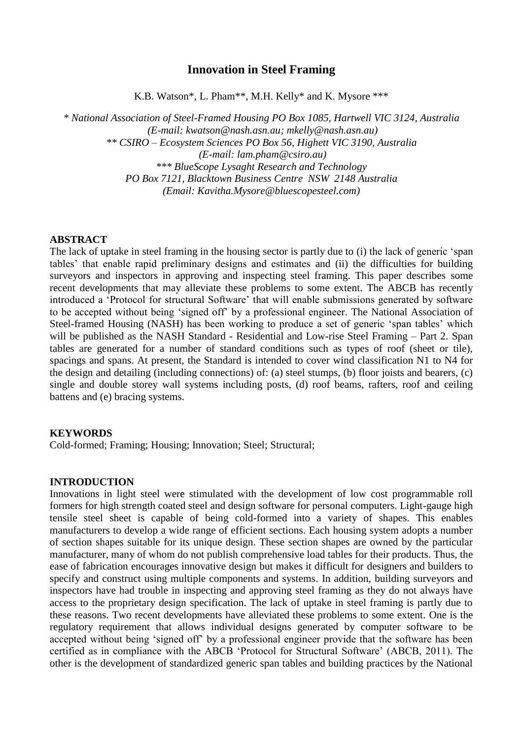# Innovation in Steel Framing

K.B. Watson*, L. Pham**, M.H. Kelly* and K. Mysore ***

*\* National Association of Steel-Framed Housing PO Box 1085, Hartwell VIC 3124, Australia*
*(E-mail: kwatson@nash.asn.au; mkelly@nash.asn.au)*
*\*\* CSIRO – Ecosystem Sciences PO Box 56, Highett VIC 3190, Australia*
*(E-mail: lam.pham@csiro.au)*
*\*\*\* BlueScope Lysaght Research and Technology*
*PO Box 7121, Blacktown Business Centre NSW 2148 Australia*
*(Email: Kavitha.Mysore@bluescopesteel.com)*

## ABSTRACT

The lack of uptake in steel framing in the housing sector is partly due to (i) the lack of generic 'span tables' that enable rapid preliminary designs and estimates and (ii) the difficulties for building surveyors and inspectors in approving and inspecting steel framing. This paper describes some recent developments that may alleviate these problems to some extent. The ABCB has recently introduced a 'Protocol for structural Software' that will enable submissions generated by software to be accepted without being 'signed off' by a professional engineer. The National Association of Steel-framed Housing (NASH) has been working to produce a set of generic 'span tables' which will be published as the NASH Standard - Residential and Low-rise Steel Framing – Part 2. Span tables are generated for a number of standard conditions such as types of roof (sheet or tile), spacings and spans. At present, the Standard is intended to cover wind classification N1 to N4 for the design and detailing (including connections) of: (a) steel stumps, (b) floor joists and bearers, (c) single and double storey wall systems including posts, (d) roof beams, rafters, roof and ceiling battens and (e) bracing systems.

## KEYWORDS

Cold-formed; Framing; Housing; Innovation; Steel; Structural;

## INTRODUCTION

Innovations in light steel were stimulated with the development of low cost programmable roll formers for high strength coated steel and design software for personal computers. Light-gauge high tensile steel sheet is capable of being cold-formed into a variety of shapes. This enables manufacturers to develop a wide range of efficient sections. Each housing system adopts a number of section shapes suitable for its unique design. These section shapes are owned by the particular manufacturer, many of whom do not publish comprehensive load tables for their products. Thus, the ease of fabrication encourages innovative design but makes it difficult for designers and builders to specify and construct using multiple components and systems. In addition, building surveyors and inspectors have had trouble in inspecting and approving steel framing as they do not always have access to the proprietary design specification. The lack of uptake in steel framing is partly due to these reasons. Two recent developments have alleviated these problems to some extent. One is the regulatory requirement that allows individual designs generated by computer software to be accepted without being 'signed off' by a professional engineer provide that the software has been certified as in compliance with the ABCB 'Protocol for Structural Software' (ABCB, 2011). The other is the development of standardized generic span tables and building practices by the National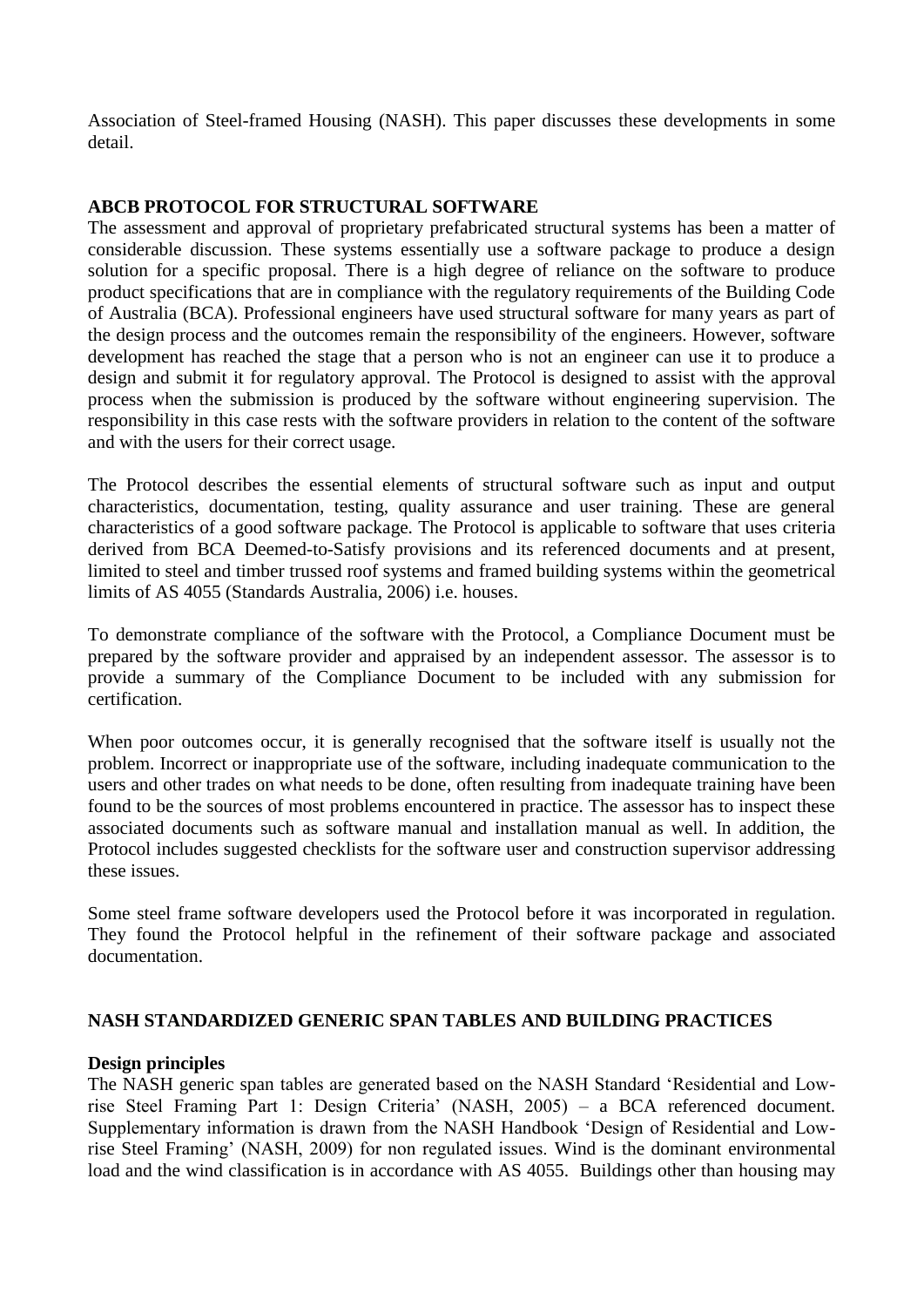Association of Steel-framed Housing (NASH). This paper discusses these developments in some detail.

## ABCB PROTOCOL FOR STRUCTURAL SOFTWARE

The assessment and approval of proprietary prefabricated structural systems has been a matter of considerable discussion. These systems essentially use a software package to produce a design solution for a specific proposal. There is a high degree of reliance on the software to produce product specifications that are in compliance with the regulatory requirements of the Building Code of Australia (BCA). Professional engineers have used structural software for many years as part of the design process and the outcomes remain the responsibility of the engineers. However, software development has reached the stage that a person who is not an engineer can use it to produce a design and submit it for regulatory approval. The Protocol is designed to assist with the approval process when the submission is produced by the software without engineering supervision. The responsibility in this case rests with the software providers in relation to the content of the software and with the users for their correct usage.

The Protocol describes the essential elements of structural software such as input and output characteristics, documentation, testing, quality assurance and user training. These are general characteristics of a good software package. The Protocol is applicable to software that uses criteria derived from BCA Deemed-to-Satisfy provisions and its referenced documents and at present, limited to steel and timber trussed roof systems and framed building systems within the geometrical limits of AS 4055 (Standards Australia, 2006) i.e. houses.

To demonstrate compliance of the software with the Protocol, a Compliance Document must be prepared by the software provider and appraised by an independent assessor. The assessor is to provide a summary of the Compliance Document to be included with any submission for certification.

When poor outcomes occur, it is generally recognised that the software itself is usually not the problem. Incorrect or inappropriate use of the software, including inadequate communication to the users and other trades on what needs to be done, often resulting from inadequate training have been found to be the sources of most problems encountered in practice. The assessor has to inspect these associated documents such as software manual and installation manual as well. In addition, the Protocol includes suggested checklists for the software user and construction supervisor addressing these issues.

Some steel frame software developers used the Protocol before it was incorporated in regulation. They found the Protocol helpful in the refinement of their software package and associated documentation.

## NASH STANDARDIZED GENERIC SPAN TABLES AND BUILDING PRACTICES

### Design principles

The NASH generic span tables are generated based on the NASH Standard 'Residential and Low-rise Steel Framing Part 1: Design Criteria' (NASH, 2005) – a BCA referenced document. Supplementary information is drawn from the NASH Handbook 'Design of Residential and Low-rise Steel Framing' (NASH, 2009) for non regulated issues. Wind is the dominant environmental load and the wind classification is in accordance with AS 4055. Buildings other than housing may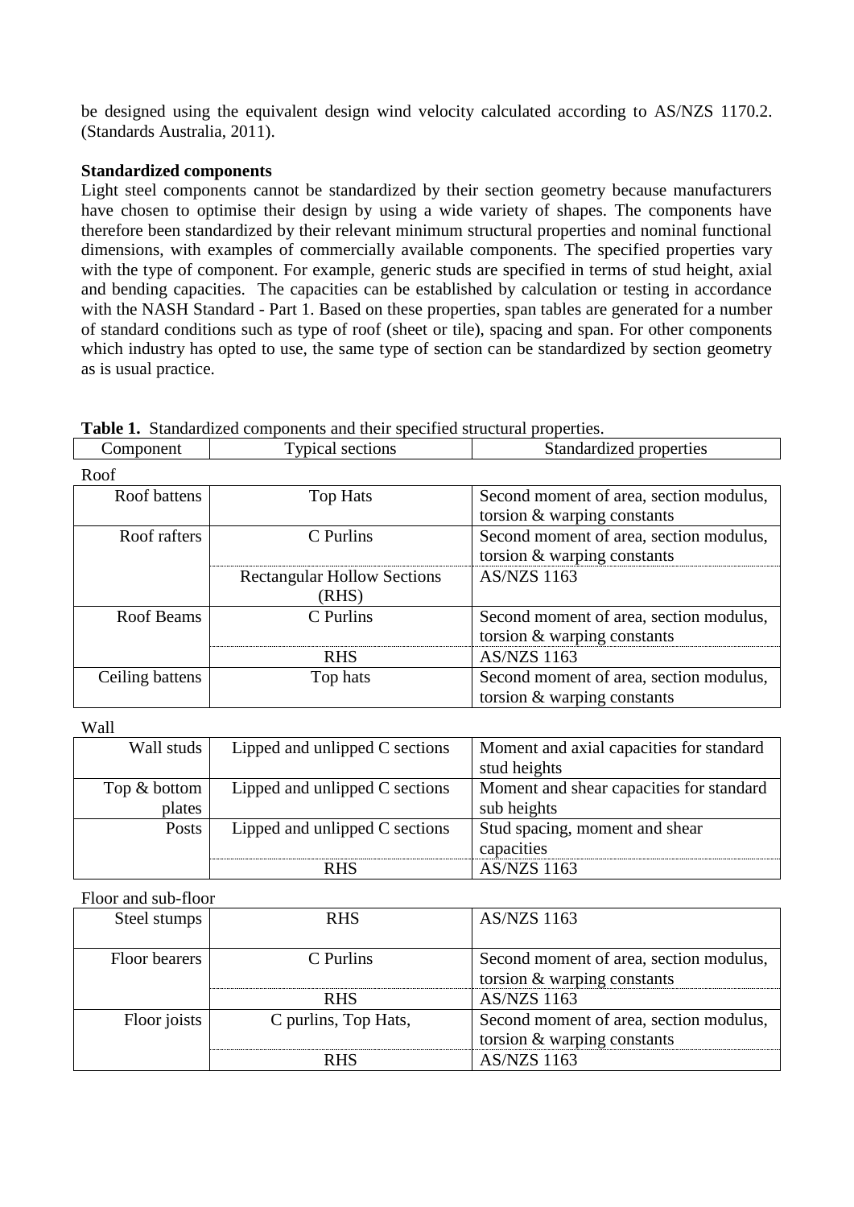be designed using the equivalent design wind velocity calculated according to AS/NZS 1170.2. (Standards Australia, 2011).

**Standardized components**

Light steel components cannot be standardized by their section geometry because manufacturers have chosen to optimise their design by using a wide variety of shapes. The components have therefore been standardized by their relevant minimum structural properties and nominal functional dimensions, with examples of commercially available components. The specified properties vary with the type of component. For example, generic studs are specified in terms of stud height, axial and bending capacities. The capacities can be established by calculation or testing in accordance with the NASH Standard - Part 1. Based on these properties, span tables are generated for a number of standard conditions such as type of roof (sheet or tile), spacing and span. For other components which industry has opted to use, the same type of section can be standardized by section geometry as is usual practice.

**Table 1.** Standardized components and their specified structural properties.

| Component | Typical sections | Standardized properties |
|---|---|---|
| Roof | | |
| Roof battens | Top Hats | Second moment of area, section modulus, torsion & warping constants |
| Roof rafters | C Purlins | Second moment of area, section modulus, torsion & warping constants |
| | Rectangular Hollow Sections (RHS) | AS/NZS 1163 |
| Roof Beams | C Purlins | Second moment of area, section modulus, torsion & warping constants |
| | RHS | AS/NZS 1163 |
| Ceiling battens | Top hats | Second moment of area, section modulus, torsion & warping constants |
| Wall | | |
| Wall studs | Lipped and unlipped C sections | Moment and axial capacities for standard stud heights |
| Top & bottom plates | Lipped and unlipped C sections | Moment and shear capacities for standard sub heights |
| Posts | Lipped and unlipped C sections | Stud spacing, moment and shear capacities |
| | RHS | AS/NZS 1163 |
| Floor and sub-floor | | |
| Steel stumps | RHS | AS/NZS 1163 |
| Floor bearers | C Purlins | Second moment of area, section modulus, torsion & warping constants |
| | RHS | AS/NZS 1163 |
| Floor joists | C purlins, Top Hats, | Second moment of area, section modulus, torsion & warping constants |
| | RHS | AS/NZS 1163 |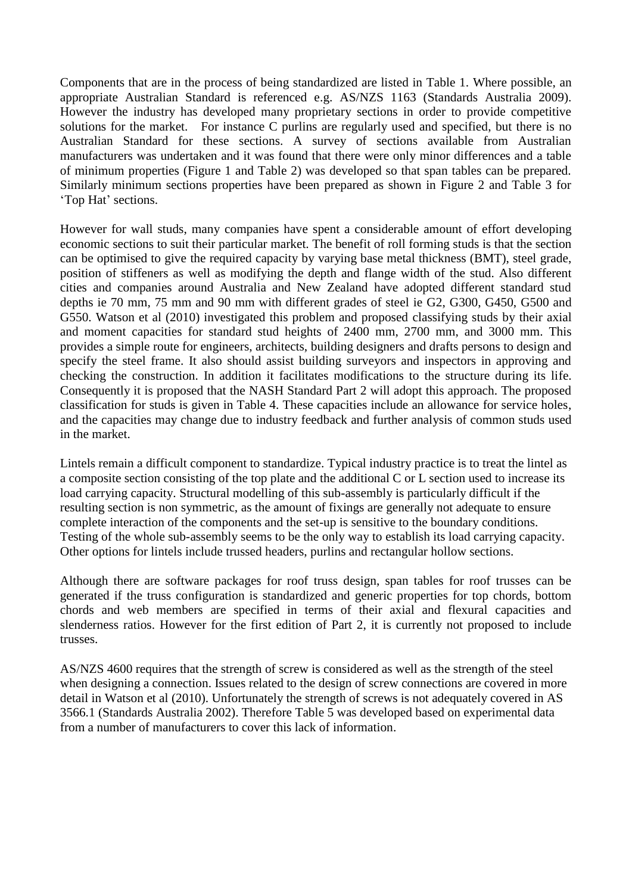Components that are in the process of being standardized are listed in Table 1. Where possible, an appropriate Australian Standard is referenced e.g. AS/NZS 1163 (Standards Australia 2009). However the industry has developed many proprietary sections in order to provide competitive solutions for the market. For instance C purlins are regularly used and specified, but there is no Australian Standard for these sections. A survey of sections available from Australian manufacturers was undertaken and it was found that there were only minor differences and a table of minimum properties (Figure 1 and Table 2) was developed so that span tables can be prepared. Similarly minimum sections properties have been prepared as shown in Figure 2 and Table 3 for 'Top Hat' sections.

However for wall studs, many companies have spent a considerable amount of effort developing economic sections to suit their particular market. The benefit of roll forming studs is that the section can be optimised to give the required capacity by varying base metal thickness (BMT), steel grade, position of stiffeners as well as modifying the depth and flange width of the stud. Also different cities and companies around Australia and New Zealand have adopted different standard stud depths ie 70 mm, 75 mm and 90 mm with different grades of steel ie G2, G300, G450, G500 and G550. Watson et al (2010) investigated this problem and proposed classifying studs by their axial and moment capacities for standard stud heights of 2400 mm, 2700 mm, and 3000 mm. This provides a simple route for engineers, architects, building designers and drafts persons to design and specify the steel frame. It also should assist building surveyors and inspectors in approving and checking the construction. In addition it facilitates modifications to the structure during its life. Consequently it is proposed that the NASH Standard Part 2 will adopt this approach. The proposed classification for studs is given in Table 4. These capacities include an allowance for service holes, and the capacities may change due to industry feedback and further analysis of common studs used in the market.

Lintels remain a difficult component to standardize. Typical industry practice is to treat the lintel as a composite section consisting of the top plate and the additional C or L section used to increase its load carrying capacity. Structural modelling of this sub-assembly is particularly difficult if the resulting section is non symmetric, as the amount of fixings are generally not adequate to ensure complete interaction of the components and the set-up is sensitive to the boundary conditions. Testing of the whole sub-assembly seems to be the only way to establish its load carrying capacity. Other options for lintels include trussed headers, purlins and rectangular hollow sections.

Although there are software packages for roof truss design, span tables for roof trusses can be generated if the truss configuration is standardized and generic properties for top chords, bottom chords and web members are specified in terms of their axial and flexural capacities and slenderness ratios. However for the first edition of Part 2, it is currently not proposed to include trusses.

AS/NZS 4600 requires that the strength of screw is considered as well as the strength of the steel when designing a connection. Issues related to the design of screw connections are covered in more detail in Watson et al (2010). Unfortunately the strength of screws is not adequately covered in AS 3566.1 (Standards Australia 2002). Therefore Table 5 was developed based on experimental data from a number of manufacturers to cover this lack of information.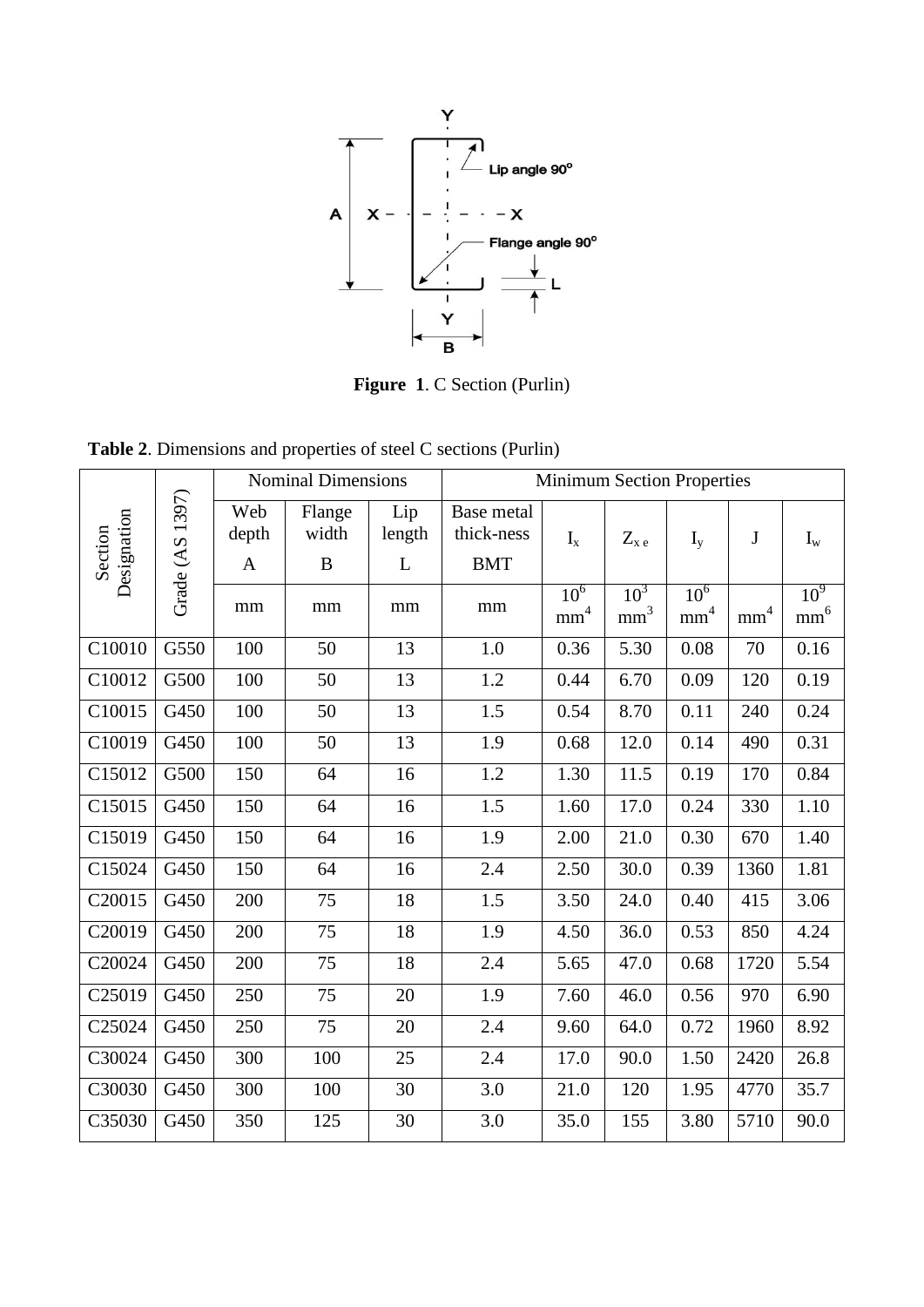**Figure 1**. C Section (Purlin)

**Table 2**. Dimensions and properties of steel C sections (Purlin)

| Section Designation | Grade (AS 1397) | Nominal Dimensions | | | Minimum Section Properties | | | | | |
|---|---|---|---|---|---|---|---|---|---|---|
| | | Web depth A | Flange width B | Lip length L | Base metal thick-ness BMT | $I_x$ | $Z_{x\,e}$ | $I_y$ | J | $I_w$ |
| | | mm | mm | mm | mm | $10^6$ $mm^4$ | $10^3$ $mm^3$ | $10^6$ $mm^4$ | $mm^4$ | $10^9$ $mm^6$ |
| C10010 | G550 | 100 | 50 | 13 | 1.0 | 0.36 | 5.30 | 0.08 | 70 | 0.16 |
| C10012 | G500 | 100 | 50 | 13 | 1.2 | 0.44 | 6.70 | 0.09 | 120 | 0.19 |
| C10015 | G450 | 100 | 50 | 13 | 1.5 | 0.54 | 8.70 | 0.11 | 240 | 0.24 |
| C10019 | G450 | 100 | 50 | 13 | 1.9 | 0.68 | 12.0 | 0.14 | 490 | 0.31 |
| C15012 | G500 | 150 | 64 | 16 | 1.2 | 1.30 | 11.5 | 0.19 | 170 | 0.84 |
| C15015 | G450 | 150 | 64 | 16 | 1.5 | 1.60 | 17.0 | 0.24 | 330 | 1.10 |
| C15019 | G450 | 150 | 64 | 16 | 1.9 | 2.00 | 21.0 | 0.30 | 670 | 1.40 |
| C15024 | G450 | 150 | 64 | 16 | 2.4 | 2.50 | 30.0 | 0.39 | 1360 | 1.81 |
| C20015 | G450 | 200 | 75 | 18 | 1.5 | 3.50 | 24.0 | 0.40 | 415 | 3.06 |
| C20019 | G450 | 200 | 75 | 18 | 1.9 | 4.50 | 36.0 | 0.53 | 850 | 4.24 |
| C20024 | G450 | 200 | 75 | 18 | 2.4 | 5.65 | 47.0 | 0.68 | 1720 | 5.54 |
| C25019 | G450 | 250 | 75 | 20 | 1.9 | 7.60 | 46.0 | 0.56 | 970 | 6.90 |
| C25024 | G450 | 250 | 75 | 20 | 2.4 | 9.60 | 64.0 | 0.72 | 1960 | 8.92 |
| C30024 | G450 | 300 | 100 | 25 | 2.4 | 17.0 | 90.0 | 1.50 | 2420 | 26.8 |
| C30030 | G450 | 300 | 100 | 30 | 3.0 | 21.0 | 120 | 1.95 | 4770 | 35.7 |
| C35030 | G450 | 350 | 125 | 30 | 3.0 | 35.0 | 155 | 3.80 | 5710 | 90.0 |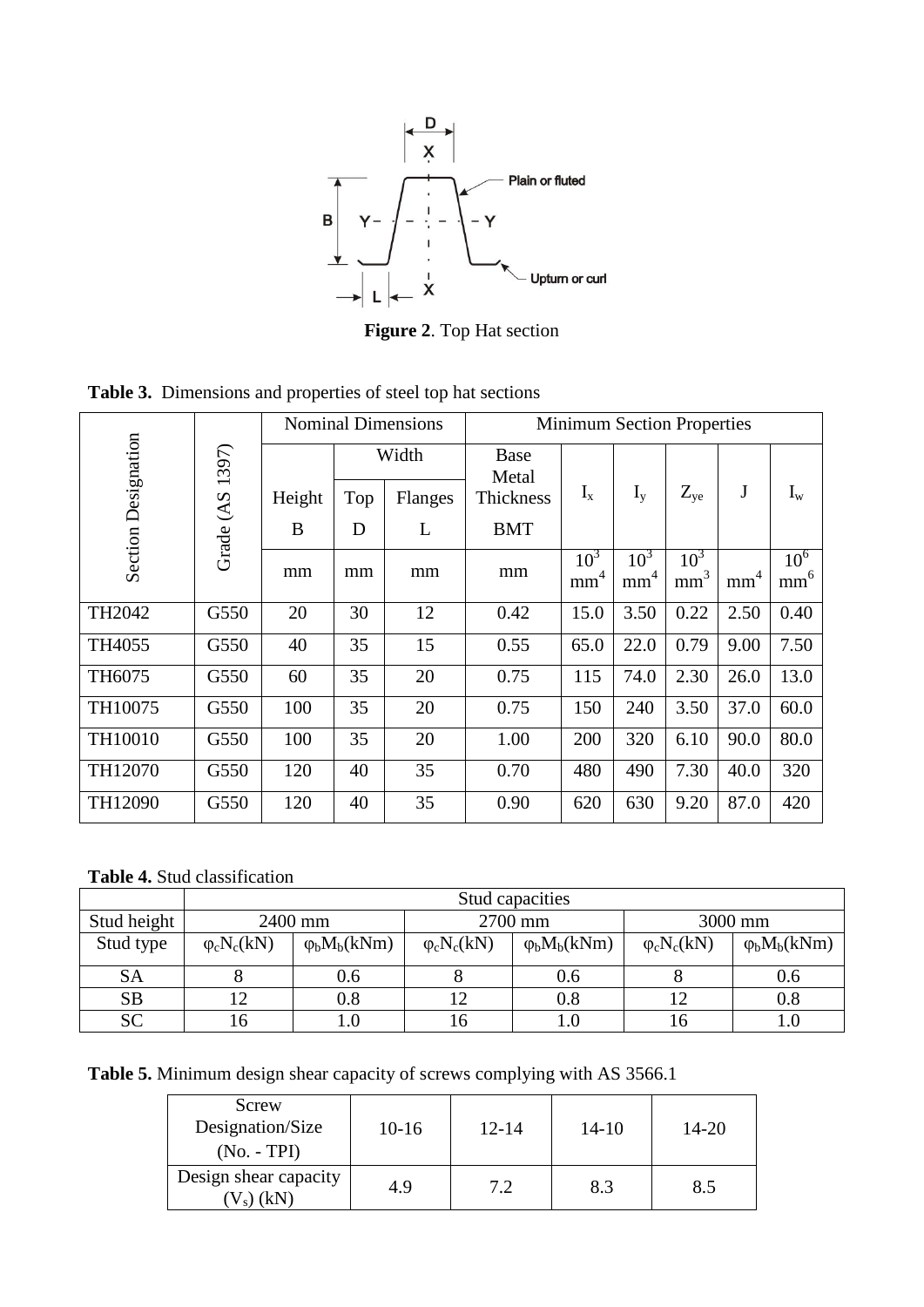**Figure 2**. Top Hat section

**Table 3.** Dimensions and properties of steel top hat sections

| Section Designation | Grade (AS 1397) | Nominal Dimensions | | | Minimum Section Properties | | | | | |
|---|---|---|---|---|---|---|---|---|---|---|
| | | Height | Width | | Base Metal Thickness | $I_x$ | $I_y$ | $Z_{ye}$ | J | $I_w$ |
| | | B | Top D | Flanges L | BMT | | | | | |
| | | mm | mm | mm | mm | $10^3$ $mm^4$ | $10^3$ $mm^4$ | $10^3$ $mm^3$ | $mm^4$ | $10^6$ $mm^6$ |
| TH2042 | G550 | 20 | 30 | 12 | 0.42 | 15.0 | 3.50 | 0.22 | 2.50 | 0.40 |
| TH4055 | G550 | 40 | 35 | 15 | 0.55 | 65.0 | 22.0 | 0.79 | 9.00 | 7.50 |
| TH6075 | G550 | 60 | 35 | 20 | 0.75 | 115 | 74.0 | 2.30 | 26.0 | 13.0 |
| TH10075 | G550 | 100 | 35 | 20 | 0.75 | 150 | 240 | 3.50 | 37.0 | 60.0 |
| TH10010 | G550 | 100 | 35 | 20 | 1.00 | 200 | 320 | 6.10 | 90.0 | 80.0 |
| TH12070 | G550 | 120 | 40 | 35 | 0.70 | 480 | 490 | 7.30 | 40.0 | 320 |
| TH12090 | G550 | 120 | 40 | 35 | 0.90 | 620 | 630 | 9.20 | 87.0 | 420 |

**Table 4.** Stud classification

| | Stud capacities | | | | | |
|---|---|---|---|---|---|---|
| Stud height | 2400 mm | | 2700 mm | | 3000 mm | |
| Stud type | $\varphi_c N_c$(kN) | $\varphi_b M_b$(kNm) | $\varphi_c N_c$(kN) | $\varphi_b M_b$(kNm) | $\varphi_c N_c$(kN) | $\varphi_b M_b$(kNm) |
| SA | 8 | 0.6 | 8 | 0.6 | 8 | 0.6 |
| SB | 12 | 0.8 | 12 | 0.8 | 12 | 0.8 |
| SC | 16 | 1.0 | 16 | 1.0 | 16 | 1.0 |

**Table 5.** Minimum design shear capacity of screws complying with AS 3566.1

| Screw Designation/Size (No. - TPI) | 10-16 | 12-14 | 14-10 | 14-20 |
|---|---|---|---|---|
| Design shear capacity ($V_s$) (kN) | 4.9 | 7.2 | 8.3 | 8.5 |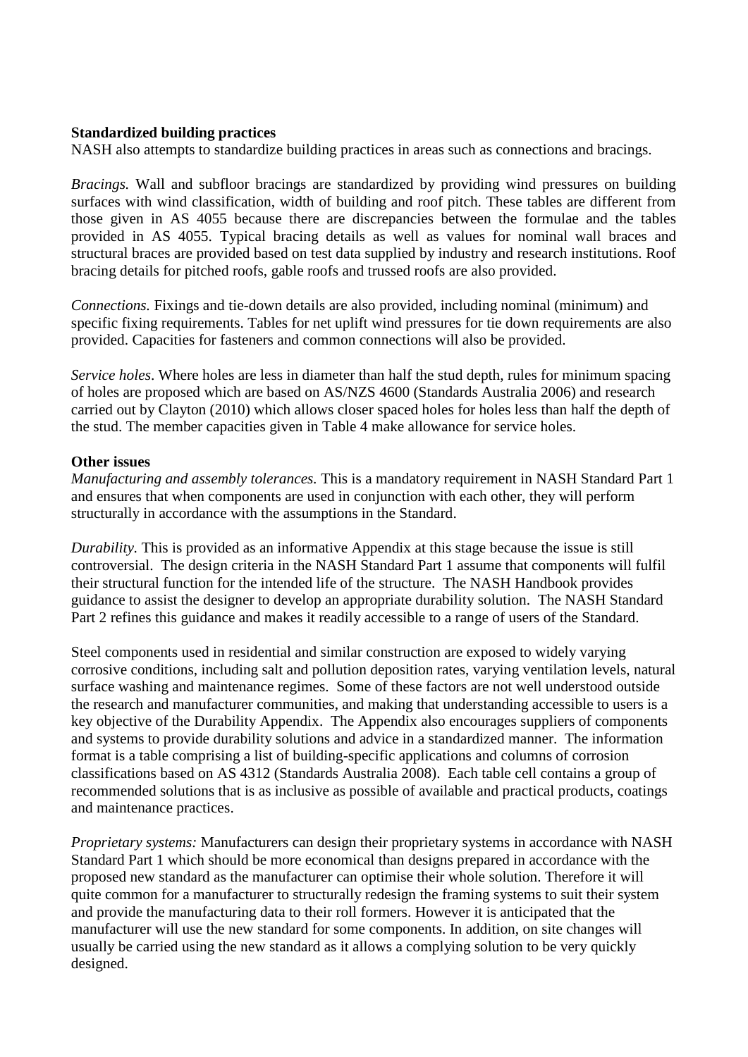**Standardized building practices**

NASH also attempts to standardize building practices in areas such as connections and bracings.

*Bracings.* Wall and subfloor bracings are standardized by providing wind pressures on building surfaces with wind classification, width of building and roof pitch. These tables are different from those given in AS 4055 because there are discrepancies between the formulae and the tables provided in AS 4055. Typical bracing details as well as values for nominal wall braces and structural braces are provided based on test data supplied by industry and research institutions. Roof bracing details for pitched roofs, gable roofs and trussed roofs are also provided.

*Connections.* Fixings and tie-down details are also provided, including nominal (minimum) and specific fixing requirements. Tables for net uplift wind pressures for tie down requirements are also provided. Capacities for fasteners and common connections will also be provided.

*Service holes*. Where holes are less in diameter than half the stud depth, rules for minimum spacing of holes are proposed which are based on AS/NZS 4600 (Standards Australia 2006) and research carried out by Clayton (2010) which allows closer spaced holes for holes less than half the depth of the stud. The member capacities given in Table 4 make allowance for service holes.

**Other issues**

*Manufacturing and assembly tolerances.* This is a mandatory requirement in NASH Standard Part 1 and ensures that when components are used in conjunction with each other, they will perform structurally in accordance with the assumptions in the Standard.

*Durability*. This is provided as an informative Appendix at this stage because the issue is still controversial. The design criteria in the NASH Standard Part 1 assume that components will fulfil their structural function for the intended life of the structure. The NASH Handbook provides guidance to assist the designer to develop an appropriate durability solution. The NASH Standard Part 2 refines this guidance and makes it readily accessible to a range of users of the Standard.

Steel components used in residential and similar construction are exposed to widely varying corrosive conditions, including salt and pollution deposition rates, varying ventilation levels, natural surface washing and maintenance regimes. Some of these factors are not well understood outside the research and manufacturer communities, and making that understanding accessible to users is a key objective of the Durability Appendix. The Appendix also encourages suppliers of components and systems to provide durability solutions and advice in a standardized manner. The information format is a table comprising a list of building-specific applications and columns of corrosion classifications based on AS 4312 (Standards Australia 2008). Each table cell contains a group of recommended solutions that is as inclusive as possible of available and practical products, coatings and maintenance practices.

*Proprietary systems:* Manufacturers can design their proprietary systems in accordance with NASH Standard Part 1 which should be more economical than designs prepared in accordance with the proposed new standard as the manufacturer can optimise their whole solution. Therefore it will quite common for a manufacturer to structurally redesign the framing systems to suit their system and provide the manufacturing data to their roll formers. However it is anticipated that the manufacturer will use the new standard for some components. In addition, on site changes will usually be carried using the new standard as it allows a complying solution to be very quickly designed.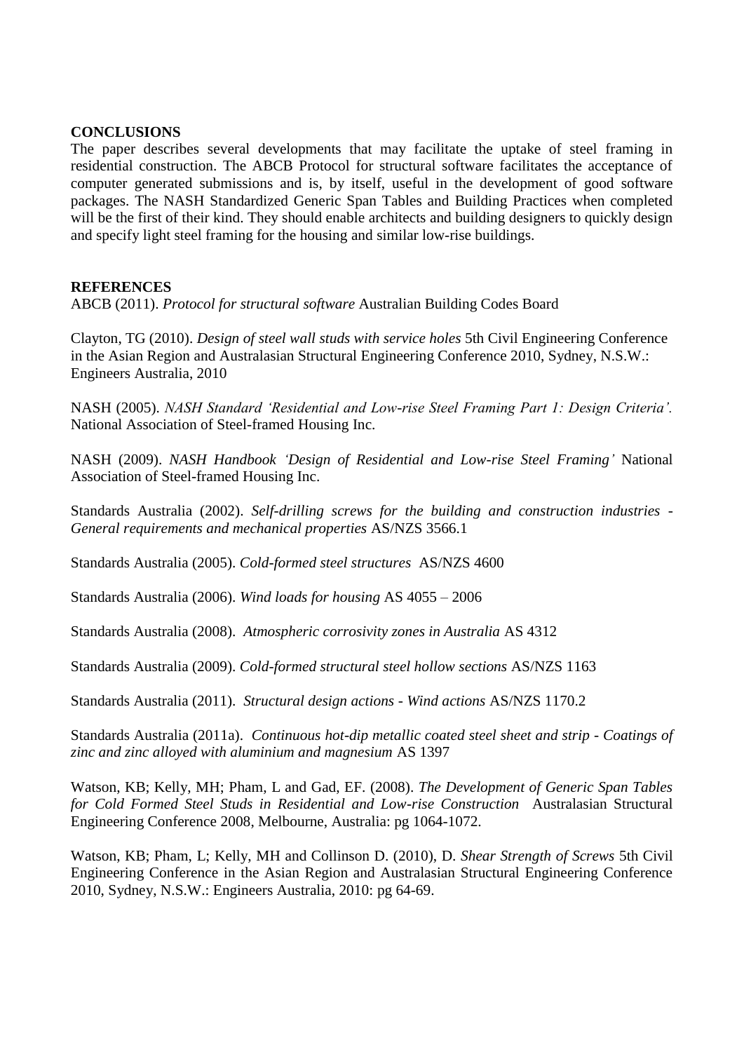## CONCLUSIONS

The paper describes several developments that may facilitate the uptake of steel framing in residential construction. The ABCB Protocol for structural software facilitates the acceptance of computer generated submissions and is, by itself, useful in the development of good software packages. The NASH Standardized Generic Span Tables and Building Practices when completed will be the first of their kind. They should enable architects and building designers to quickly design and specify light steel framing for the housing and similar low-rise buildings.

## REFERENCES

ABCB (2011). *Protocol for structural software* Australian Building Codes Board

Clayton, TG (2010). *Design of steel wall studs with service holes* 5th Civil Engineering Conference in the Asian Region and Australasian Structural Engineering Conference 2010, Sydney, N.S.W.: Engineers Australia, 2010

NASH (2005). *NASH Standard 'Residential and Low-rise Steel Framing Part 1: Design Criteria'.* National Association of Steel-framed Housing Inc.

NASH (2009). *NASH Handbook 'Design of Residential and Low-rise Steel Framing'* National Association of Steel-framed Housing Inc.

Standards Australia (2002). *Self-drilling screws for the building and construction industries - General requirements and mechanical properties* AS/NZS 3566.1

Standards Australia (2005). *Cold-formed steel structures* AS/NZS 4600

Standards Australia (2006). *Wind loads for housing* AS 4055 – 2006

Standards Australia (2008). *Atmospheric corrosivity zones in Australia* AS 4312

Standards Australia (2009). *Cold-formed structural steel hollow sections* AS/NZS 1163

Standards Australia (2011). *Structural design actions - Wind actions* AS/NZS 1170.2

Standards Australia (2011a). *Continuous hot-dip metallic coated steel sheet and strip - Coatings of zinc and zinc alloyed with aluminium and magnesium* AS 1397

Watson, KB; Kelly, MH; Pham, L and Gad, EF. (2008). *The Development of Generic Span Tables for Cold Formed Steel Studs in Residential and Low-rise Construction* Australasian Structural Engineering Conference 2008, Melbourne, Australia: pg 1064-1072.

Watson, KB; Pham, L; Kelly, MH and Collinson D. (2010), D. *Shear Strength of Screws* 5th Civil Engineering Conference in the Asian Region and Australasian Structural Engineering Conference 2010, Sydney, N.S.W.: Engineers Australia, 2010: pg 64-69.